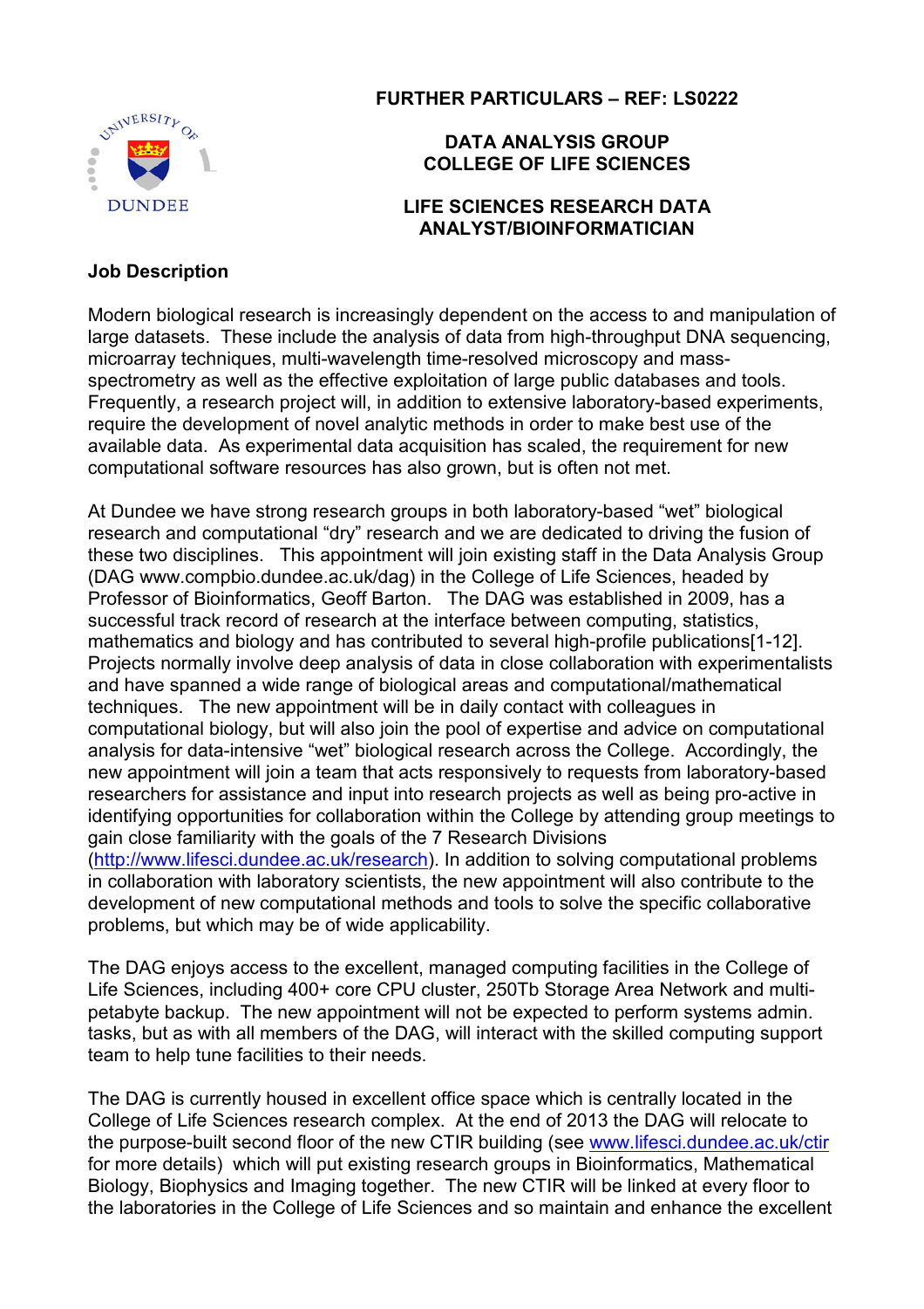**FURTHER PARTICULARS – REF: LS0222**

**DATA ANALYSIS GROUP**
**COLLEGE OF LIFE SCIENCES**

**LIFE SCIENCES RESEARCH DATA ANALYST/BIOINFORMATICIAN**

**Job Description**

Modern biological research is increasingly dependent on the access to and manipulation of large datasets. These include the analysis of data from high-throughput DNA sequencing, microarray techniques, multi-wavelength time-resolved microscopy and mass-spectrometry as well as the effective exploitation of large public databases and tools. Frequently, a research project will, in addition to extensive laboratory-based experiments, require the development of novel analytic methods in order to make best use of the available data. As experimental data acquisition has scaled, the requirement for new computational software resources has also grown, but is often not met.

At Dundee we have strong research groups in both laboratory-based "wet" biological research and computational "dry" research and we are dedicated to driving the fusion of these two disciplines. This appointment will join existing staff in the Data Analysis Group (DAG www.compbio.dundee.ac.uk/dag) in the College of Life Sciences, headed by Professor of Bioinformatics, Geoff Barton. The DAG was established in 2009, has a successful track record of research at the interface between computing, statistics, mathematics and biology and has contributed to several high-profile publications[1-12]. Projects normally involve deep analysis of data in close collaboration with experimentalists and have spanned a wide range of biological areas and computational/mathematical techniques. The new appointment will be in daily contact with colleagues in computational biology, but will also join the pool of expertise and advice on computational analysis for data-intensive "wet" biological research across the College. Accordingly, the new appointment will join a team that acts responsively to requests from laboratory-based researchers for assistance and input into research projects as well as being pro-active in identifying opportunities for collaboration within the College by attending group meetings to gain close familiarity with the goals of the 7 Research Divisions (http://www.lifesci.dundee.ac.uk/research). In addition to solving computational problems in collaboration with laboratory scientists, the new appointment will also contribute to the development of new computational methods and tools to solve the specific collaborative problems, but which may be of wide applicability.

The DAG enjoys access to the excellent, managed computing facilities in the College of Life Sciences, including 400+ core CPU cluster, 250Tb Storage Area Network and multi-petabyte backup. The new appointment will not be expected to perform systems admin. tasks, but as with all members of the DAG, will interact with the skilled computing support team to help tune facilities to their needs.

The DAG is currently housed in excellent office space which is centrally located in the College of Life Sciences research complex. At the end of 2013 the DAG will relocate to the purpose-built second floor of the new CTIR building (see www.lifesci.dundee.ac.uk/ctir for more details) which will put existing research groups in Bioinformatics, Mathematical Biology, Biophysics and Imaging together. The new CTIR will be linked at every floor to the laboratories in the College of Life Sciences and so maintain and enhance the excellent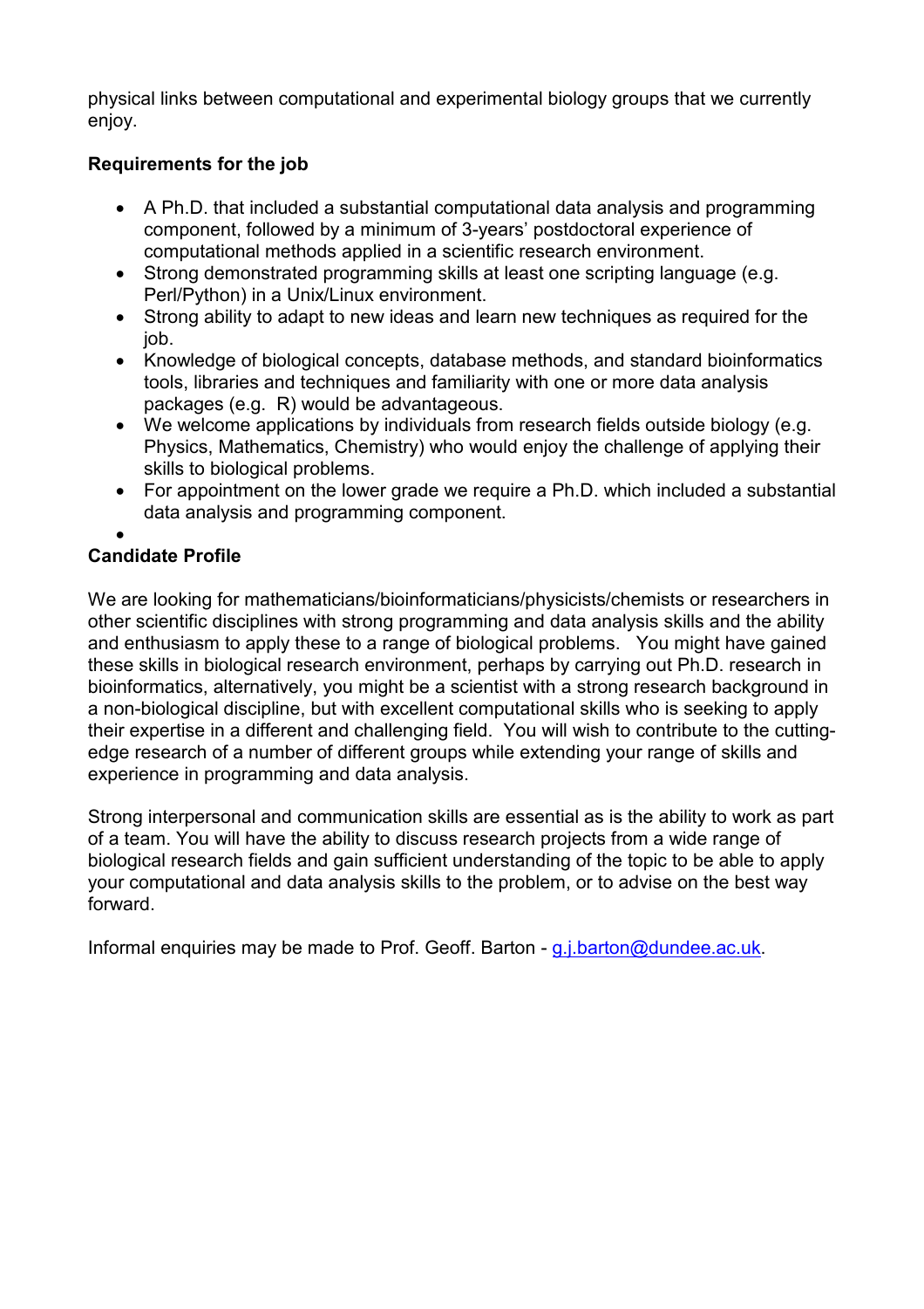physical links between computational and experimental biology groups that we currently enjoy.

**Requirements for the job**

- A Ph.D. that included a substantial computational data analysis and programming component, followed by a minimum of 3-years' postdoctoral experience of computational methods applied in a scientific research environment.
- Strong demonstrated programming skills at least one scripting language (e.g. Perl/Python) in a Unix/Linux environment.
- Strong ability to adapt to new ideas and learn new techniques as required for the job.
- Knowledge of biological concepts, database methods, and standard bioinformatics tools, libraries and techniques and familiarity with one or more data analysis packages (e.g. R) would be advantageous.
- We welcome applications by individuals from research fields outside biology (e.g. Physics, Mathematics, Chemistry) who would enjoy the challenge of applying their skills to biological problems.
- For appointment on the lower grade we require a Ph.D. which included a substantial data analysis and programming component.

**Candidate Profile**

We are looking for mathematicians/bioinformaticians/physicists/chemists or researchers in other scientific disciplines with strong programming and data analysis skills and the ability and enthusiasm to apply these to a range of biological problems. You might have gained these skills in biological research environment, perhaps by carrying out Ph.D. research in bioinformatics, alternatively, you might be a scientist with a strong research background in a non-biological discipline, but with excellent computational skills who is seeking to apply their expertise in a different and challenging field. You will wish to contribute to the cutting-edge research of a number of different groups while extending your range of skills and experience in programming and data analysis.

Strong interpersonal and communication skills are essential as is the ability to work as part of a team. You will have the ability to discuss research projects from a wide range of biological research fields and gain sufficient understanding of the topic to be able to apply your computational and data analysis skills to the problem, or to advise on the best way forward.

Informal enquiries may be made to Prof. Geoff. Barton - g.j.barton@dundee.ac.uk.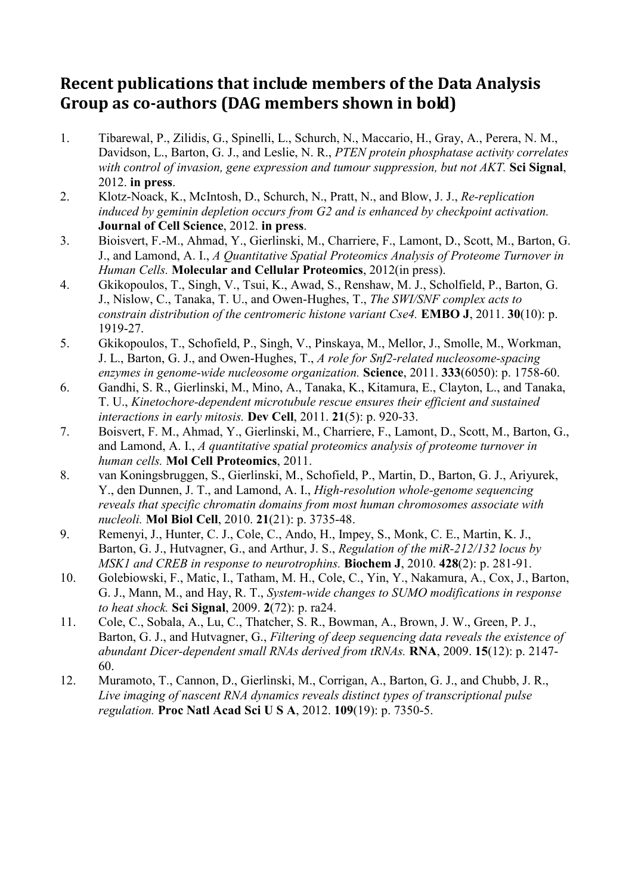## Recent publications that include members of the Data Analysis Group as co-authors (DAG members shown in bold)

1. Tibarewal, P., Zilidis, G., Spinelli, L., Schurch, N., Maccario, H., Gray, A., Perera, N. M., Davidson, L., Barton, G. J., and Leslie, N. R., *PTEN protein phosphatase activity correlates with control of invasion, gene expression and tumour suppression, but not AKT.* **Sci Signal**, 2012. **in press**.
2. Klotz-Noack, K., McIntosh, D., Schurch, N., Pratt, N., and Blow, J. J., *Re-replication induced by geminin depletion occurs from G2 and is enhanced by checkpoint activation.* **Journal of Cell Science**, 2012. **in press**.
3. Bioisvert, F.-M., Ahmad, Y., Gierlinski, M., Charriere, F., Lamont, D., Scott, M., Barton, G. J., and Lamond, A. I., *A Quantitative Spatial Proteomics Analysis of Proteome Turnover in Human Cells.* **Molecular and Cellular Proteomics**, 2012(in press).
4. Gkikopoulos, T., Singh, V., Tsui, K., Awad, S., Renshaw, M. J., Scholfield, P., Barton, G. J., Nislow, C., Tanaka, T. U., and Owen-Hughes, T., *The SWI/SNF complex acts to constrain distribution of the centromeric histone variant Cse4.* **EMBO J**, 2011. **30**(10): p. 1919-27.
5. Gkikopoulos, T., Schofield, P., Singh, V., Pinskaya, M., Mellor, J., Smolle, M., Workman, J. L., Barton, G. J., and Owen-Hughes, T., *A role for Snf2-related nucleosome-spacing enzymes in genome-wide nucleosome organization.* **Science**, 2011. **333**(6050): p. 1758-60.
6. Gandhi, S. R., Gierlinski, M., Mino, A., Tanaka, K., Kitamura, E., Clayton, L., and Tanaka, T. U., *Kinetochore-dependent microtubule rescue ensures their efficient and sustained interactions in early mitosis.* **Dev Cell**, 2011. **21**(5): p. 920-33.
7. Boisvert, F. M., Ahmad, Y., Gierlinski, M., Charriere, F., Lamont, D., Scott, M., Barton, G., and Lamond, A. I., *A quantitative spatial proteomics analysis of proteome turnover in human cells.* **Mol Cell Proteomics**, 2011.
8. van Koningsbruggen, S., Gierlinski, M., Schofield, P., Martin, D., Barton, G. J., Ariyurek, Y., den Dunnen, J. T., and Lamond, A. I., *High-resolution whole-genome sequencing reveals that specific chromatin domains from most human chromosomes associate with nucleoli.* **Mol Biol Cell**, 2010. **21**(21): p. 3735-48.
9. Remenyi, J., Hunter, C. J., Cole, C., Ando, H., Impey, S., Monk, C. E., Martin, K. J., Barton, G. J., Hutvagner, G., and Arthur, J. S., *Regulation of the miR-212/132 locus by MSK1 and CREB in response to neurotrophins.* **Biochem J**, 2010. **428**(2): p. 281-91.
10. Golebiowski, F., Matic, I., Tatham, M. H., Cole, C., Yin, Y., Nakamura, A., Cox, J., Barton, G. J., Mann, M., and Hay, R. T., *System-wide changes to SUMO modifications in response to heat shock.* **Sci Signal**, 2009. **2**(72): p. ra24.
11. Cole, C., Sobala, A., Lu, C., Thatcher, S. R., Bowman, A., Brown, J. W., Green, P. J., Barton, G. J., and Hutvagner, G., *Filtering of deep sequencing data reveals the existence of abundant Dicer-dependent small RNAs derived from tRNAs.* **RNA**, 2009. **15**(12): p. 2147-60.
12. Muramoto, T., Cannon, D., Gierlinski, M., Corrigan, A., Barton, G. J., and Chubb, J. R., *Live imaging of nascent RNA dynamics reveals distinct types of transcriptional pulse regulation.* **Proc Natl Acad Sci U S A**, 2012. **109**(19): p. 7350-5.